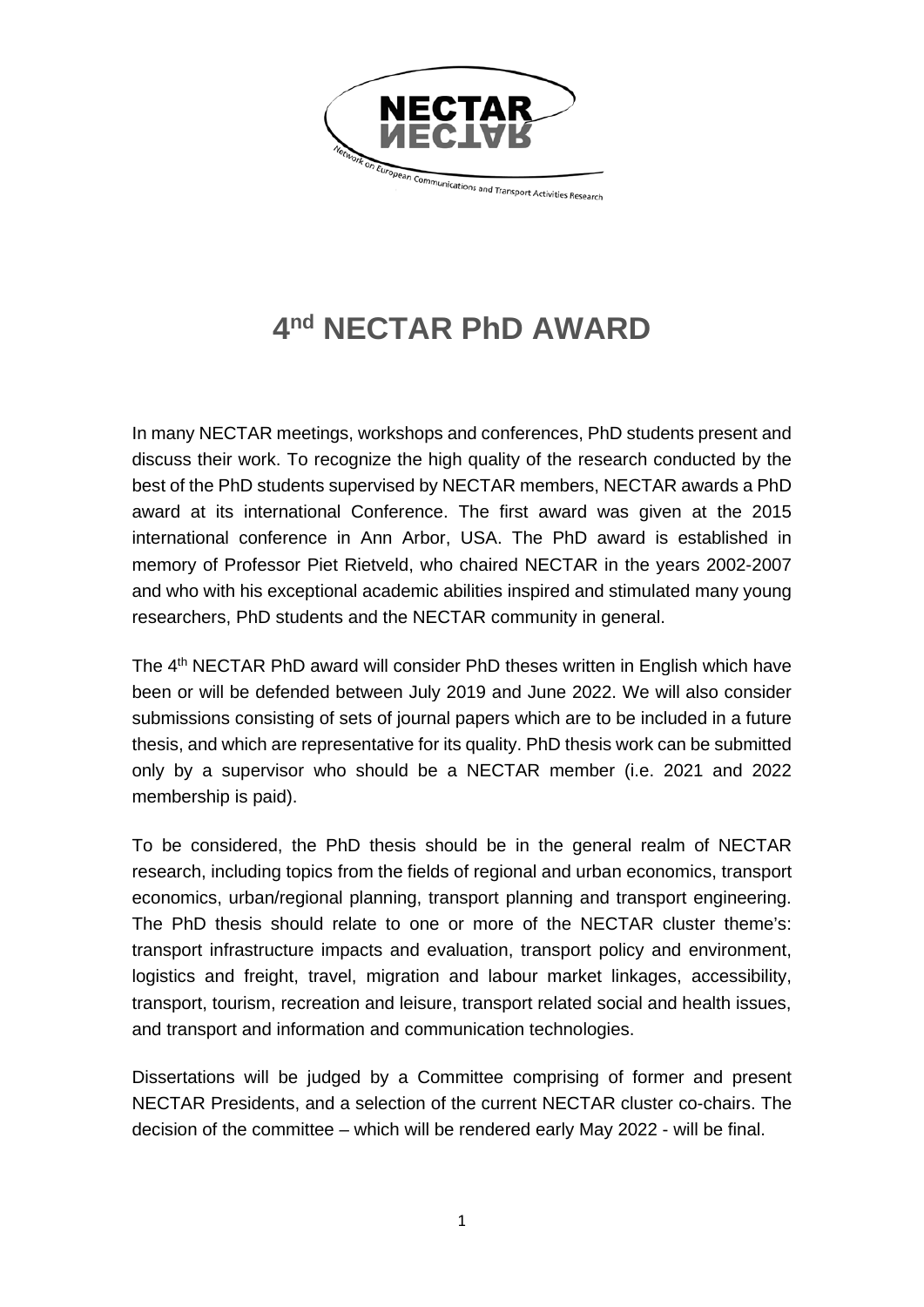# 4nd NECTAR PhD AWARD

In many NECTAR meetings, workshops and conferences, PhD students present and discuss their work. To recognize the high quality of the research conducted by the best of the PhD students supervised by NECTAR members, NECTAR awards a PhD award at its international Conference. The first award was given at the 2015 international conference in Ann Arbor, USA. The PhD award is established in memory of Professor Piet Rietveld, who chaired NECTAR in the years 2002-2007 and who with his exceptional academic abilities inspired and stimulated many young researchers, PhD students and the NECTAR community in general.

The 4th NECTAR PhD award will consider PhD theses written in English which have been or will be defended between July 2019 and June 2022. We will also consider submissions consisting of sets of journal papers which are to be included in a future thesis, and which are representative for its quality. PhD thesis work can be submitted only by a supervisor who should be a NECTAR member (i.e. 2021 and 2022 membership is paid).

To be considered, the PhD thesis should be in the general realm of NECTAR research, including topics from the fields of regional and urban economics, transport economics, urban/regional planning, transport planning and transport engineering. The PhD thesis should relate to one or more of the NECTAR cluster theme's: transport infrastructure impacts and evaluation, transport policy and environment, logistics and freight, travel, migration and labour market linkages, accessibility, transport, tourism, recreation and leisure, transport related social and health issues, and transport and information and communication technologies.

Dissertations will be judged by a Committee comprising of former and present NECTAR Presidents, and a selection of the current NECTAR cluster co-chairs. The decision of the committee – which will be rendered early May 2022 - will be final.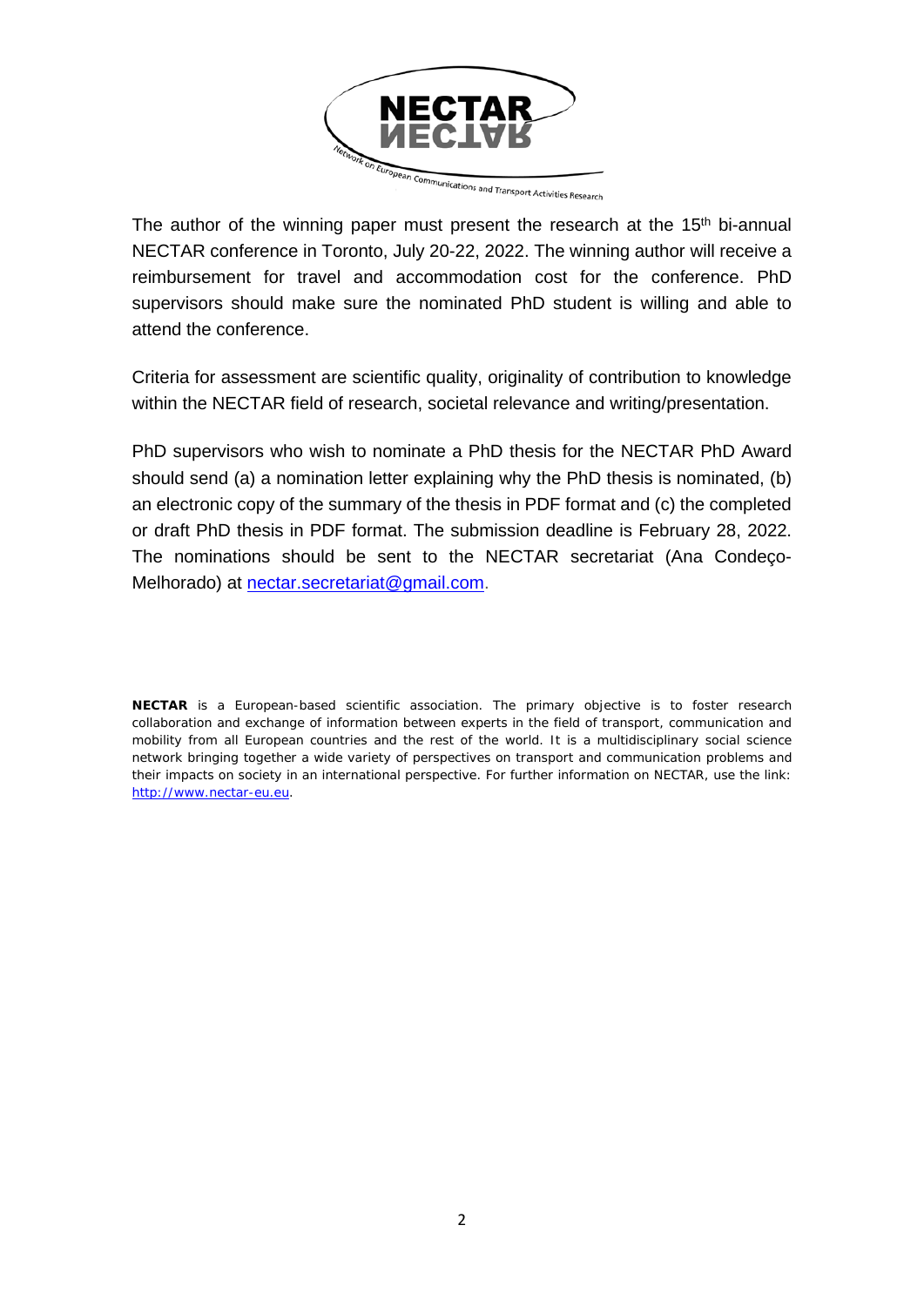The author of the winning paper must present the research at the 15th bi-annual NECTAR conference in Toronto, July 20-22, 2022. The winning author will receive a reimbursement for travel and accommodation cost for the conference. PhD supervisors should make sure the nominated PhD student is willing and able to attend the conference.

Criteria for assessment are scientific quality, originality of contribution to knowledge within the NECTAR field of research, societal relevance and writing/presentation.

PhD supervisors who wish to nominate a PhD thesis for the NECTAR PhD Award should send (a) a nomination letter explaining why the PhD thesis is nominated, (b) an electronic copy of the summary of the thesis in PDF format and (c) the completed or draft PhD thesis in PDF format. The submission deadline is February 28, 2022. The nominations should be sent to the NECTAR secretariat (Ana Condeço-Melhorado) at nectar.secretariat@gmail.com.

**NECTAR** is a European-based scientific association. The primary objective is to foster research collaboration and exchange of information between experts in the field of transport, communication and mobility from all European countries and the rest of the world. It is a multidisciplinary social science network bringing together a wide variety of perspectives on transport and communication problems and their impacts on society in an international perspective. For further information on NECTAR, use the link: http://www.nectar-eu.eu.